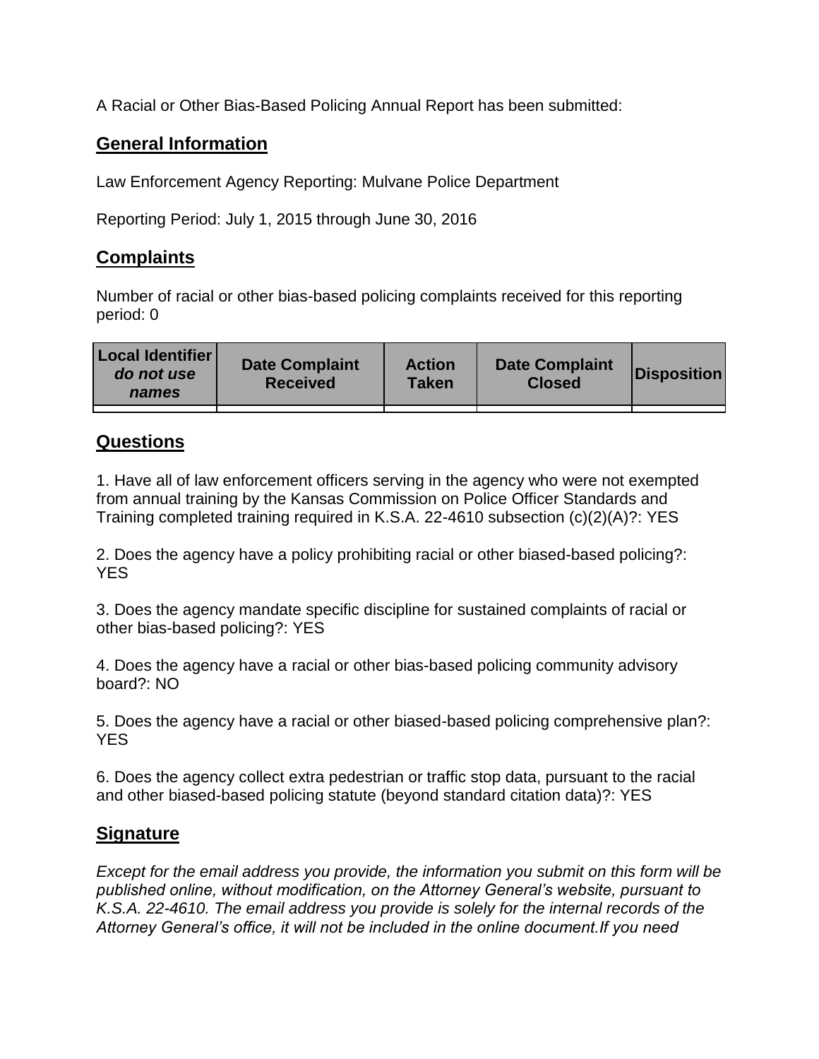A Racial or Other Bias-Based Policing Annual Report has been submitted:

## General Information

Law Enforcement Agency Reporting: Mulvane Police Department

Reporting Period: July 1, 2015 through June 30, 2016

## Complaints

Number of racial or other bias-based policing complaints received for this reporting period: 0

| Local Identifier *do not use names* | Date Complaint Received | Action Taken | Date Complaint Closed | Disposition |
|---|---|---|---|---|
| | | | | |

## Questions

1. Have all of law enforcement officers serving in the agency who were not exempted from annual training by the Kansas Commission on Police Officer Standards and Training completed training required in K.S.A. 22-4610 subsection (c)(2)(A)?: YES

2. Does the agency have a policy prohibiting racial or other biased-based policing?: YES

3. Does the agency mandate specific discipline for sustained complaints of racial or other bias-based policing?: YES

4. Does the agency have a racial or other bias-based policing community advisory board?: NO

5. Does the agency have a racial or other biased-based policing comprehensive plan?: YES

6. Does the agency collect extra pedestrian or traffic stop data, pursuant to the racial and other biased-based policing statute (beyond standard citation data)?: YES

## Signature

*Except for the email address you provide, the information you submit on this form will be published online, without modification, on the Attorney General's website, pursuant to K.S.A. 22-4610. The email address you provide is solely for the internal records of the Attorney General's office, it will not be included in the online document.If you need*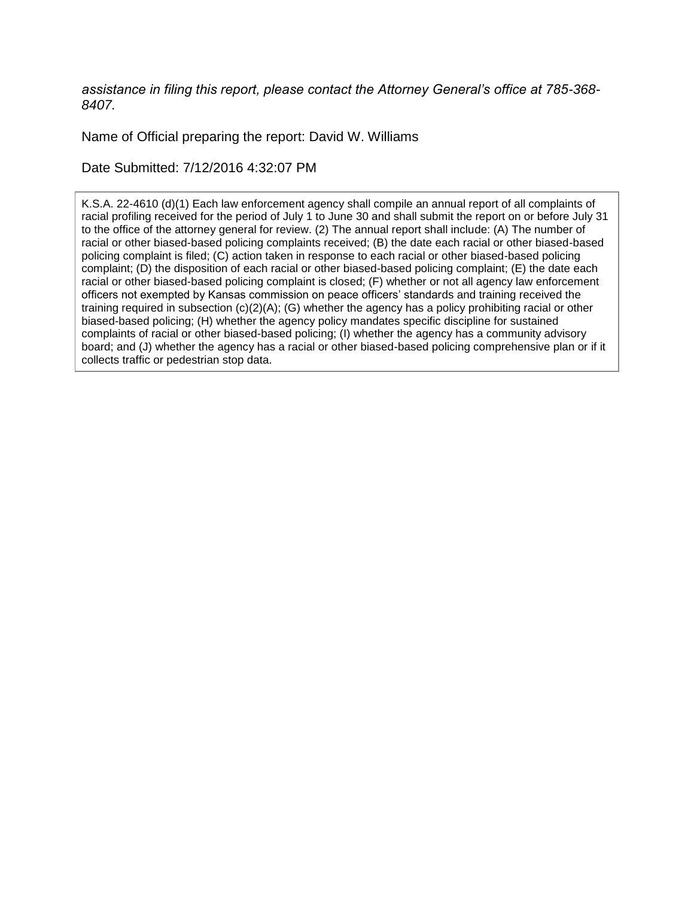*assistance in filing this report, please contact the Attorney General's office at 785-368-8407.*

Name of Official preparing the report: David W. Williams

Date Submitted: 7/12/2016 4:32:07 PM

K.S.A. 22-4610 (d)(1) Each law enforcement agency shall compile an annual report of all complaints of racial profiling received for the period of July 1 to June 30 and shall submit the report on or before July 31 to the office of the attorney general for review. (2) The annual report shall include: (A) The number of racial or other biased-based policing complaints received; (B) the date each racial or other biased-based policing complaint is filed; (C) action taken in response to each racial or other biased-based policing complaint; (D) the disposition of each racial or other biased-based policing complaint; (E) the date each racial or other biased-based policing complaint is closed; (F) whether or not all agency law enforcement officers not exempted by Kansas commission on peace officers' standards and training received the training required in subsection (c)(2)(A); (G) whether the agency has a policy prohibiting racial or other biased-based policing; (H) whether the agency policy mandates specific discipline for sustained complaints of racial or other biased-based policing; (I) whether the agency has a community advisory board; and (J) whether the agency has a racial or other biased-based policing comprehensive plan or if it collects traffic or pedestrian stop data.